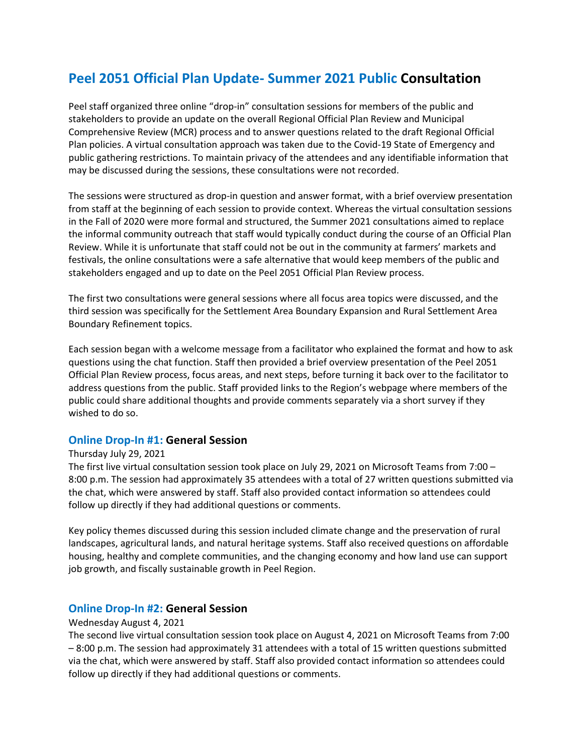# Peel 2051 Official Plan Update- Summer 2021 Public Consultation

Peel staff organized three online "drop-in" consultation sessions for members of the public and stakeholders to provide an update on the overall Regional Official Plan Review and Municipal Comprehensive Review (MCR) process and to answer questions related to the draft Regional Official Plan policies. A virtual consultation approach was taken due to the Covid-19 State of Emergency and public gathering restrictions. To maintain privacy of the attendees and any identifiable information that may be discussed during the sessions, these consultations were not recorded.

The sessions were structured as drop-in question and answer format, with a brief overview presentation from staff at the beginning of each session to provide context. Whereas the virtual consultation sessions in the Fall of 2020 were more formal and structured, the Summer 2021 consultations aimed to replace the informal community outreach that staff would typically conduct during the course of an Official Plan Review. While it is unfortunate that staff could not be out in the community at farmers' markets and festivals, the online consultations were a safe alternative that would keep members of the public and stakeholders engaged and up to date on the Peel 2051 Official Plan Review process.

The first two consultations were general sessions where all focus area topics were discussed, and the third session was specifically for the Settlement Area Boundary Expansion and Rural Settlement Area Boundary Refinement topics.

Each session began with a welcome message from a facilitator who explained the format and how to ask questions using the chat function. Staff then provided a brief overview presentation of the Peel 2051 Official Plan Review process, focus areas, and next steps, before turning it back over to the facilitator to address questions from the public. Staff provided links to the Region's webpage where members of the public could share additional thoughts and provide comments separately via a short survey if they wished to do so.

## Online Drop-In #1: General Session

Thursday July 29, 2021

The first live virtual consultation session took place on July 29, 2021 on Microsoft Teams from 7:00 – 8:00 p.m. The session had approximately 35 attendees with a total of 27 written questions submitted via the chat, which were answered by staff. Staff also provided contact information so attendees could follow up directly if they had additional questions or comments.

Key policy themes discussed during this session included climate change and the preservation of rural landscapes, agricultural lands, and natural heritage systems. Staff also received questions on affordable housing, healthy and complete communities, and the changing economy and how land use can support job growth, and fiscally sustainable growth in Peel Region.

## Online Drop-In #2: General Session

Wednesday August 4, 2021

The second live virtual consultation session took place on August 4, 2021 on Microsoft Teams from 7:00 – 8:00 p.m. The session had approximately 31 attendees with a total of 15 written questions submitted via the chat, which were answered by staff. Staff also provided contact information so attendees could follow up directly if they had additional questions or comments.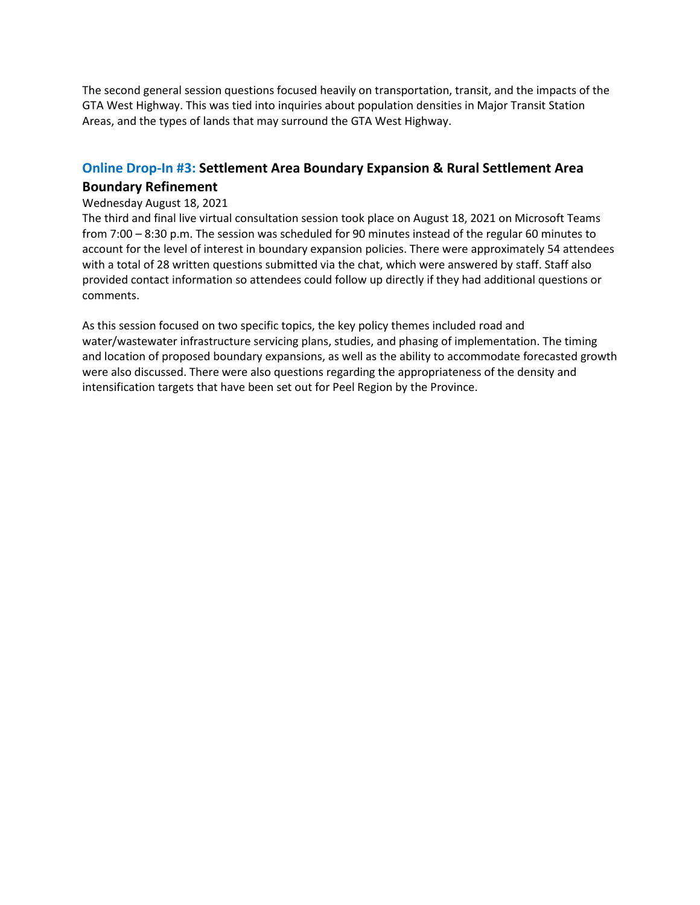The second general session questions focused heavily on transportation, transit, and the impacts of the GTA West Highway. This was tied into inquiries about population densities in Major Transit Station Areas, and the types of lands that may surround the GTA West Highway.

### Online Drop-In #3: Settlement Area Boundary Expansion & Rural Settlement Area Boundary Refinement

Wednesday August 18, 2021

The third and final live virtual consultation session took place on August 18, 2021 on Microsoft Teams from 7:00 – 8:30 p.m. The session was scheduled for 90 minutes instead of the regular 60 minutes to account for the level of interest in boundary expansion policies. There were approximately 54 attendees with a total of 28 written questions submitted via the chat, which were answered by staff. Staff also provided contact information so attendees could follow up directly if they had additional questions or comments.

As this session focused on two specific topics, the key policy themes included road and water/wastewater infrastructure servicing plans, studies, and phasing of implementation. The timing and location of proposed boundary expansions, as well as the ability to accommodate forecasted growth were also discussed. There were also questions regarding the appropriateness of the density and intensification targets that have been set out for Peel Region by the Province.